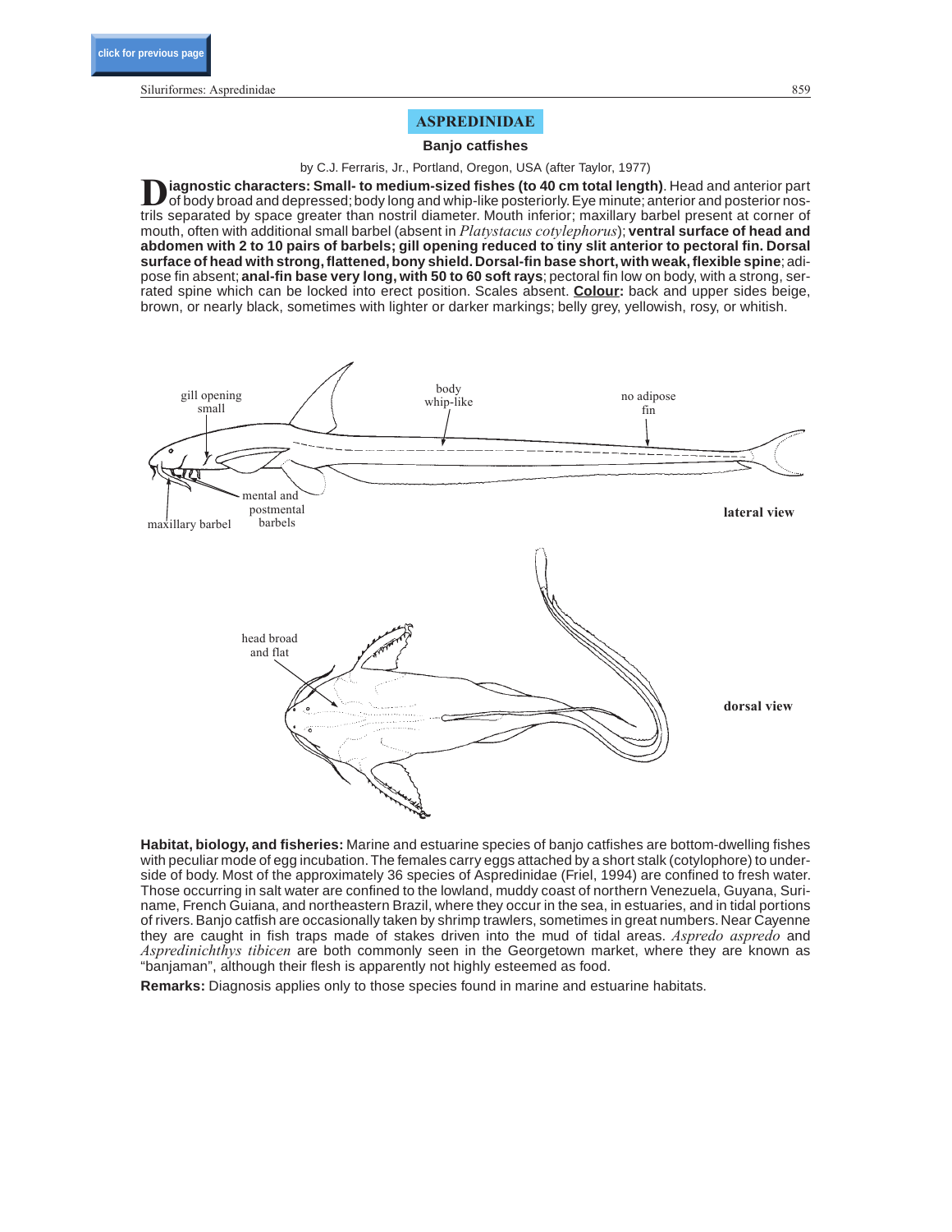# ASPREDINIDAE

## Banjo catfishes

by C.J. Ferraris, Jr., Portland, Oregon, USA (after Taylor, 1977)

**Diagnostic characters: Small- to medium-sized fishes (to 40 cm total length)**. Head and anterior part of body broad and depressed; body long and whip-like posteriorly. Eye minute; anterior and posterior nostrils separated by space greater than nostril diameter. Mouth inferior; maxillary barbel present at corner of mouth, often with additional small barbel (absent in *Platystacus cotylephorus*); **ventral surface of head and abdomen with 2 to 10 pairs of barbels; gill opening reduced to tiny slit anterior to pectoral fin. Dorsal surface of head with strong, flattened, bony shield. Dorsal-fin base short, with weak, flexible spine**; adipose fin absent; **anal-fin base very long, with 50 to 60 soft rays**; pectoral fin low on body, with a strong, serrated spine which can be locked into erect position. Scales absent. **Colour:** back and upper sides beige, brown, or nearly black, sometimes with lighter or darker markings; belly grey, yellowish, rosy, or whitish.

gill opening small — body whip-like — no adipose fin — mental and postmental barbels — maxillary barbel — **lateral view**

head broad and flat — **dorsal view**

**Habitat, biology, and fisheries:** Marine and estuarine species of banjo catfishes are bottom-dwelling fishes with peculiar mode of egg incubation. The females carry eggs attached by a short stalk (cotylophore) to underside of body. Most of the approximately 36 species of Aspredinidae (Friel, 1994) are confined to fresh water. Those occurring in salt water are confined to the lowland, muddy coast of northern Venezuela, Guyana, Suriname, French Guiana, and northeastern Brazil, where they occur in the sea, in estuaries, and in tidal portions of rivers. Banjo catfish are occasionally taken by shrimp trawlers, sometimes in great numbers. Near Cayenne they are caught in fish traps made of stakes driven into the mud of tidal areas. *Aspredo aspredo* and *Aspredinichthys tibicen* are both commonly seen in the Georgetown market, where they are known as "banjaman", although their flesh is apparently not highly esteemed as food.

**Remarks:** Diagnosis applies only to those species found in marine and estuarine habitats.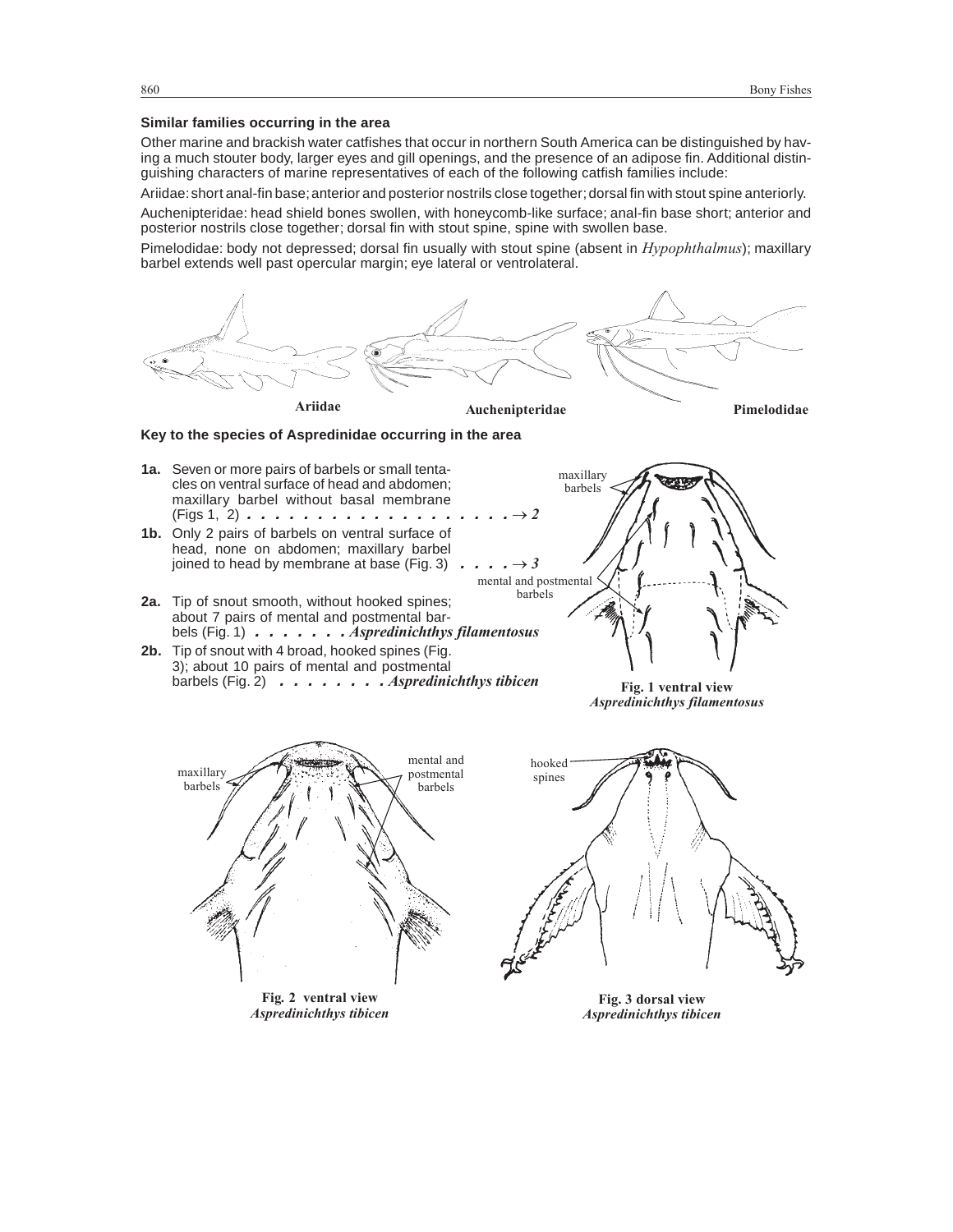**Similar families occurring in the area**

Other marine and brackish water catfishes that occur in northern South America can be distinguished by having a much stouter body, larger eyes and gill openings, and the presence of an adipose fin. Additional distinguishing characters of marine representatives of each of the following catfish families include:

Ariidae: short anal-fin base; anterior and posterior nostrils close together; dorsal fin with stout spine anteriorly.

Auchenipteridae: head shield bones swollen, with honeycomb-like surface; anal-fin base short; anterior and posterior nostrils close together; dorsal fin with stout spine, spine with swollen base.

Pimelodidae: body not depressed; dorsal fin usually with stout spine (absent in *Hypophthalmus*); maxillary barbel extends well past opercular margin; eye lateral or ventrolateral.

Ariidae Auchenipteridae Pimelodidae

**Key to the species of Aspredinidae occurring in the area**

**1a.** Seven or more pairs of barbels or small tentacles on ventral surface of head and abdomen; maxillary barbel without basal membrane (Figs 1, 2) . . . . . . . . . . . . . . . . . . . → *2*

**1b.** Only 2 pairs of barbels on ventral surface of head, none on abdomen; maxillary barbel joined to head by membrane at base (Fig. 3) . . . . → *3*

**2a.** Tip of snout smooth, without hooked spines; about 7 pairs of mental and postmental barbels (Fig. 1) . . . . . . . ***Aspredinichthys filamentosus***

**2b.** Tip of snout with 4 broad, hooked spines (Fig. 3); about 10 pairs of mental and postmental barbels (Fig. 2) . . . . . . . . ***Aspredinichthys tibicen***

**Fig. 1 ventral view** *Aspredinichthys filamentosus*

**Fig. 2 ventral view** *Aspredinichthys tibicen*

**Fig. 3 dorsal view** *Aspredinichthys tibicen*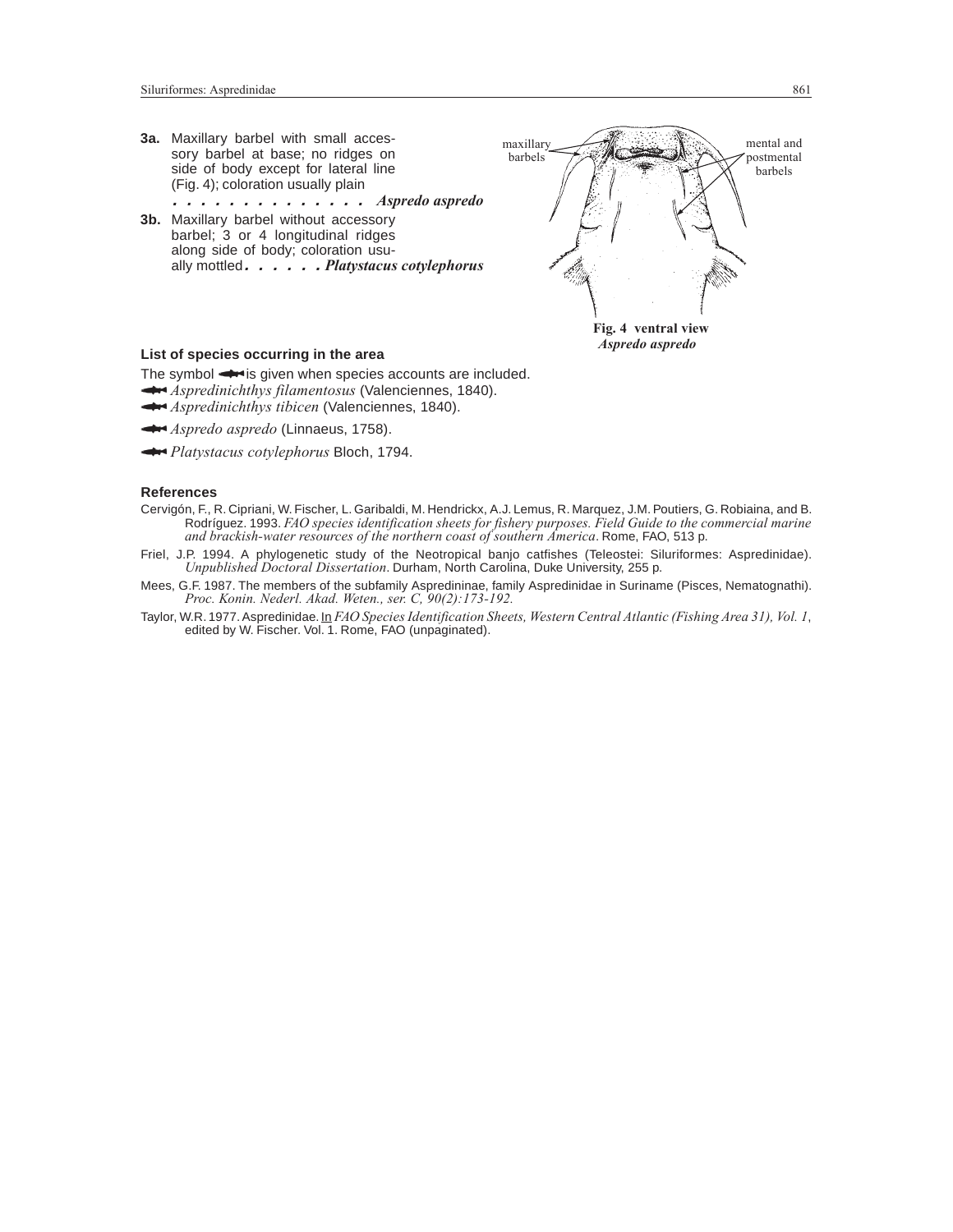**3a.** Maxillary barbel with small accessory barbel at base; no ridges on side of body except for lateral line (Fig. 4); coloration usually plain . . . . . . . . . . . . . . *Aspredo aspredo*

**3b.** Maxillary barbel without accessory barbel; 3 or 4 longitudinal ridges along side of body; coloration usually mottled . . . . . . *Platystacus cotylephorus*

maxillary barbels

mental and postmental barbels

**Fig. 4 ventral view** ***Aspredo aspredo***

**List of species occurring in the area**

The symbol ➡ is given when species accounts are included.

➡ *Aspredinichthys filamentosus* (Valenciennes, 1840).

➡ *Aspredinichthys tibicen* (Valenciennes, 1840).

➡ *Aspredo aspredo* (Linnaeus, 1758).

➡ *Platystacus cotylephorus* Bloch, 1794.

**References**

Cervigón, F., R. Cipriani, W. Fischer, L. Garibaldi, M. Hendrickx, A.J. Lemus, R. Marquez, J.M. Poutiers, G. Robiaina, and B. Rodríguez. 1993. *FAO species identification sheets for fishery purposes. Field Guide to the commercial marine and brackish-water resources of the northern coast of southern America*. Rome, FAO, 513 p.

Friel, J.P. 1994. A phylogenetic study of the Neotropical banjo catfishes (Teleostei: Siluriformes: Aspredinidae). *Unpublished Doctoral Dissertation*. Durham, North Carolina, Duke University, 255 p.

Mees, G.F. 1987. The members of the subfamily Aspredininae, family Aspredinidae in Suriname (Pisces, Nematognathi). *Proc. Konin. Nederl. Akad. Weten., ser. C, 90(2):173-192.*

Taylor, W.R. 1977. Aspredinidae. In *FAO Species Identification Sheets, Western Central Atlantic (Fishing Area 31), Vol. 1*, edited by W. Fischer. Vol. 1. Rome, FAO (unpaginated).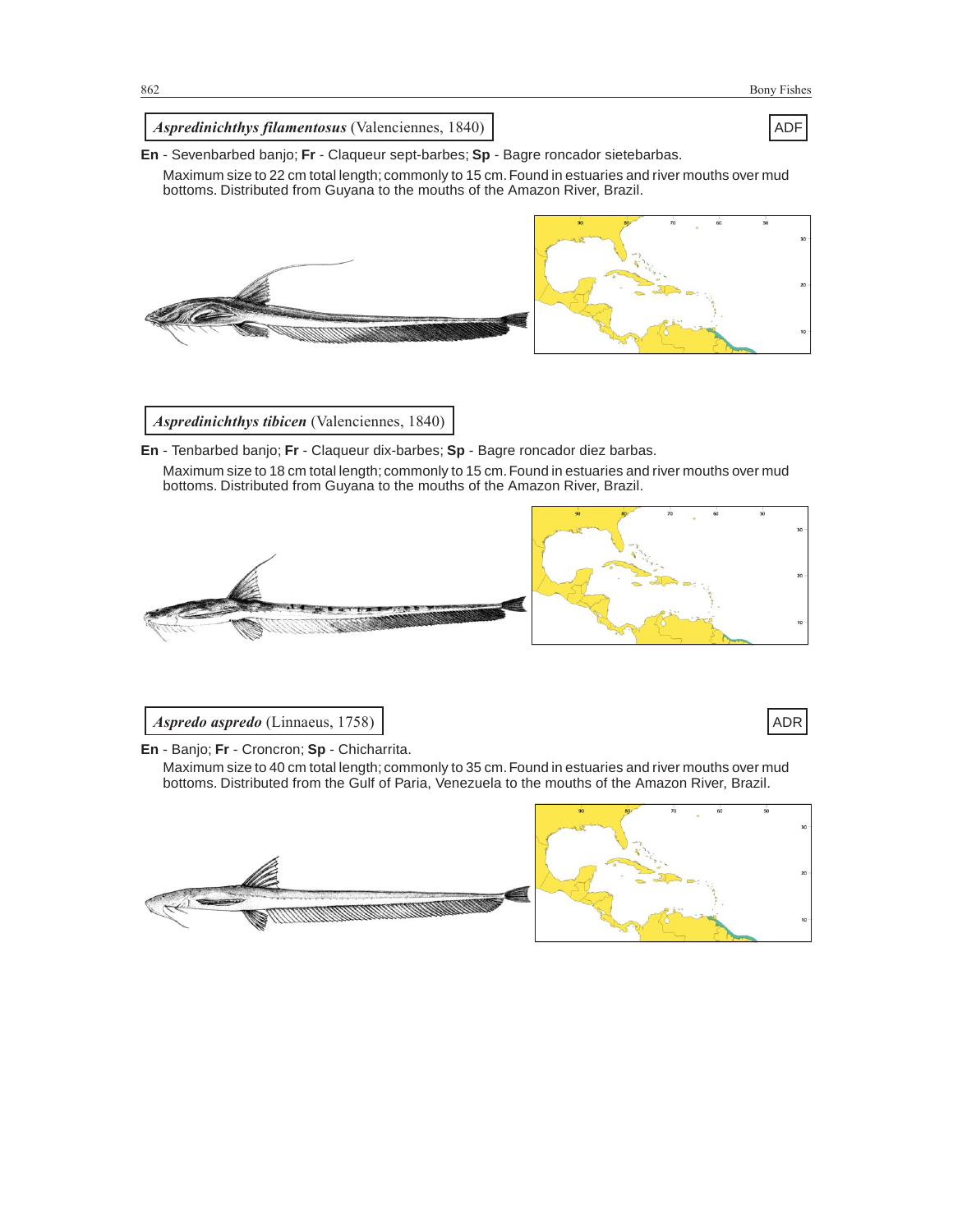## *Aspredinichthys filamentosus* (Valenciennes, 1840)

ADF

**En** - Sevenbarbed banjo; **Fr** - Claqueur sept-barbes; **Sp** - Bagre roncador sietebarbas.

Maximum size to 22 cm total length; commonly to 15 cm. Found in estuaries and river mouths over mud bottoms. Distributed from Guyana to the mouths of the Amazon River, Brazil.

## *Aspredinichthys tibicen* (Valenciennes, 1840)

**En** - Tenbarbed banjo; **Fr** - Claqueur dix-barbes; **Sp** - Bagre roncador diez barbas.

Maximum size to 18 cm total length; commonly to 15 cm. Found in estuaries and river mouths over mud bottoms. Distributed from Guyana to the mouths of the Amazon River, Brazil.

## *Aspredo aspredo* (Linnaeus, 1758)

ADR

**En** - Banjo; **Fr** - Croncron; **Sp** - Chicharrita.

Maximum size to 40 cm total length; commonly to 35 cm. Found in estuaries and river mouths over mud bottoms. Distributed from the Gulf of Paria, Venezuela to the mouths of the Amazon River, Brazil.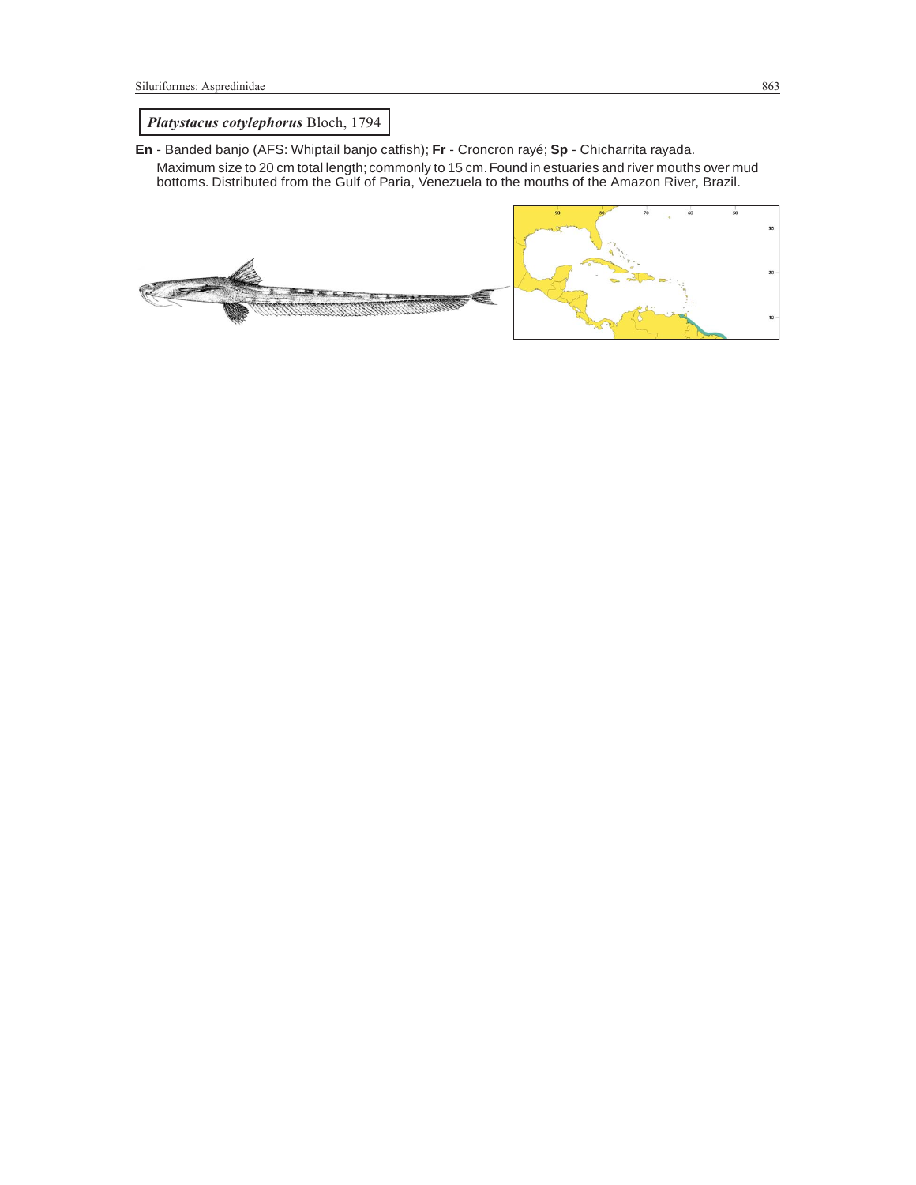***Platystacus cotylephorus*** Bloch, 1794

**En** - Banded banjo (AFS: Whiptail banjo catfish); **Fr** - Croncron rayé; **Sp** - Chicharrita rayada.

Maximum size to 20 cm total length; commonly to 15 cm. Found in estuaries and river mouths over mud bottoms. Distributed from the Gulf of Paria, Venezuela to the mouths of the Amazon River, Brazil.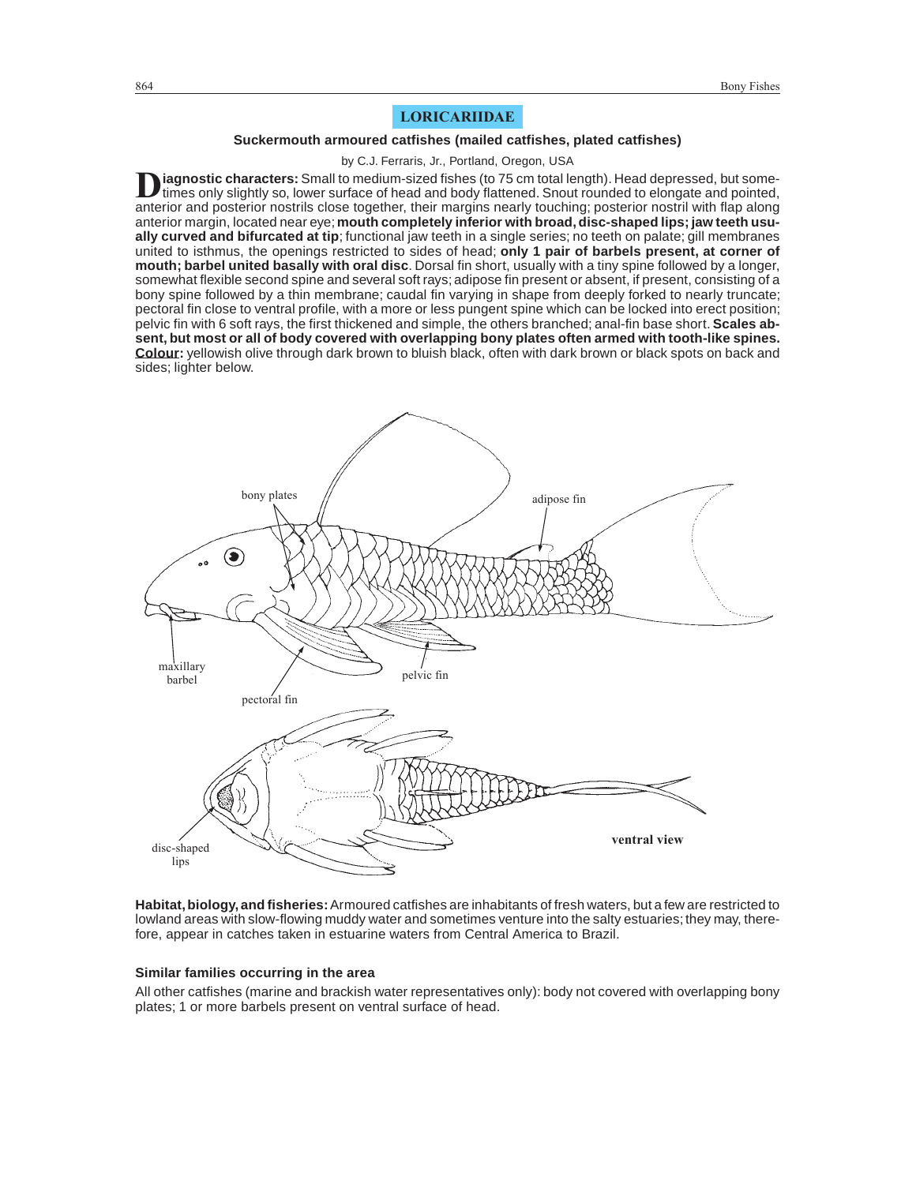# LORICARIIDAE

### Suckermouth armoured catfishes (mailed catfishes, plated catfishes)

by C.J. Ferraris, Jr., Portland, Oregon, USA

**Diagnostic characters:** Small to medium-sized fishes (to 75 cm total length). Head depressed, but sometimes only slightly so, lower surface of head and body flattened. Snout rounded to elongate and pointed, anterior and posterior nostrils close together, their margins nearly touching; posterior nostril with flap along anterior margin, located near eye; **mouth completely inferior with broad, disc-shaped lips; jaw teeth usually curved and bifurcated at tip**; functional jaw teeth in a single series; no teeth on palate; gill membranes united to isthmus, the openings restricted to sides of head; **only 1 pair of barbels present, at corner of mouth; barbel united basally with oral disc**. Dorsal fin short, usually with a tiny spine followed by a longer, somewhat flexible second spine and several soft rays; adipose fin present or absent, if present, consisting of a bony spine followed by a thin membrane; caudal fin varying in shape from deeply forked to nearly truncate; pectoral fin close to ventral profile, with a more or less pungent spine which can be locked into erect position; pelvic fin with 6 soft rays, the first thickened and simple, the others branched; anal-fin base short. **Scales absent, but most or all of body covered with overlapping bony plates often armed with tooth-like spines.** **Colour:** yellowish olive through dark brown to bluish black, often with dark brown or black spots on back and sides; lighter below.

**Habitat, biology, and fisheries:** Armoured catfishes are inhabitants of fresh waters, but a few are restricted to lowland areas with slow-flowing muddy water and sometimes venture into the salty estuaries; they may, therefore, appear in catches taken in estuarine waters from Central America to Brazil.

### Similar families occurring in the area

All other catfishes (marine and brackish water representatives only): body not covered with overlapping bony plates; 1 or more barbels present on ventral surface of head.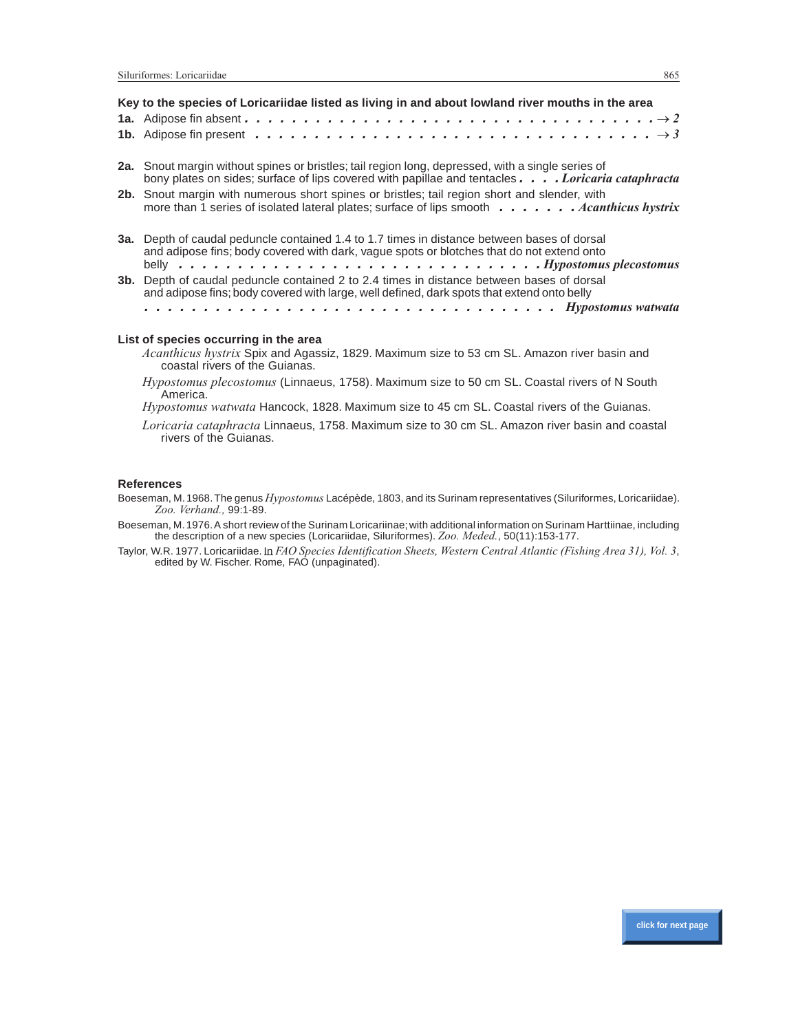### Key to the species of Loricariidae listed as living in and about lowland river mouths in the area

**1a.** Adipose fin absent . . . . . . . . . . . . . . . . . . . . . . . . . . . . . . . . . . → *2*

**1b.** Adipose fin present . . . . . . . . . . . . . . . . . . . . . . . . . . . . . . . . . . → *3*

**2a.** Snout margin without spines or bristles; tail region long, depressed, with a single series of bony plates on sides; surface of lips covered with papillae and tentacles . . . . ***Loricaria cataphracta***

**2b.** Snout margin with numerous short spines or bristles; tail region short and slender, with more than 1 series of isolated lateral plates; surface of lips smooth . . . . . . . ***Acanthicus hystrix***

**3a.** Depth of caudal peduncle contained 1.4 to 1.7 times in distance between bases of dorsal and adipose fins; body covered with dark, vague spots or blotches that do not extend onto belly . . . . . . . . . . . . . . . . . . . . . . . . . . . . . . ***Hypostomus plecostomus***

**3b.** Depth of caudal peduncle contained 2 to 2.4 times in distance between bases of dorsal and adipose fins; body covered with large, well defined, dark spots that extend onto belly . . . . . . . . . . . . . . . . . . . . . . . . . . . . . . ***Hypostomus watwata***

### List of species occurring in the area

*Acanthicus hystrix* Spix and Agassiz, 1829. Maximum size to 53 cm SL. Amazon river basin and coastal rivers of the Guianas.

*Hypostomus plecostomus* (Linnaeus, 1758). Maximum size to 50 cm SL. Coastal rivers of N South America.

*Hypostomus watwata* Hancock, 1828. Maximum size to 45 cm SL. Coastal rivers of the Guianas.

*Loricaria cataphracta* Linnaeus, 1758. Maximum size to 30 cm SL. Amazon river basin and coastal rivers of the Guianas.

### References

Boeseman, M. 1968. The genus *Hypostomus* Lacépède, 1803, and its Surinam representatives (Siluriformes, Loricariidae). *Zoo. Verhand.,* 99:1-89.

Boeseman, M. 1976. A short review of the Surinam Loricariinae; with additional information on Surinam Harttiinae, including the description of a new species (Loricariidae, Siluriformes). *Zoo. Meded.*, 50(11):153-177.

Taylor, W.R. 1977. Loricariidae. In *FAO Species Identification Sheets, Western Central Atlantic (Fishing Area 31), Vol. 3*, edited by W. Fischer. Rome, FAO (unpaginated).